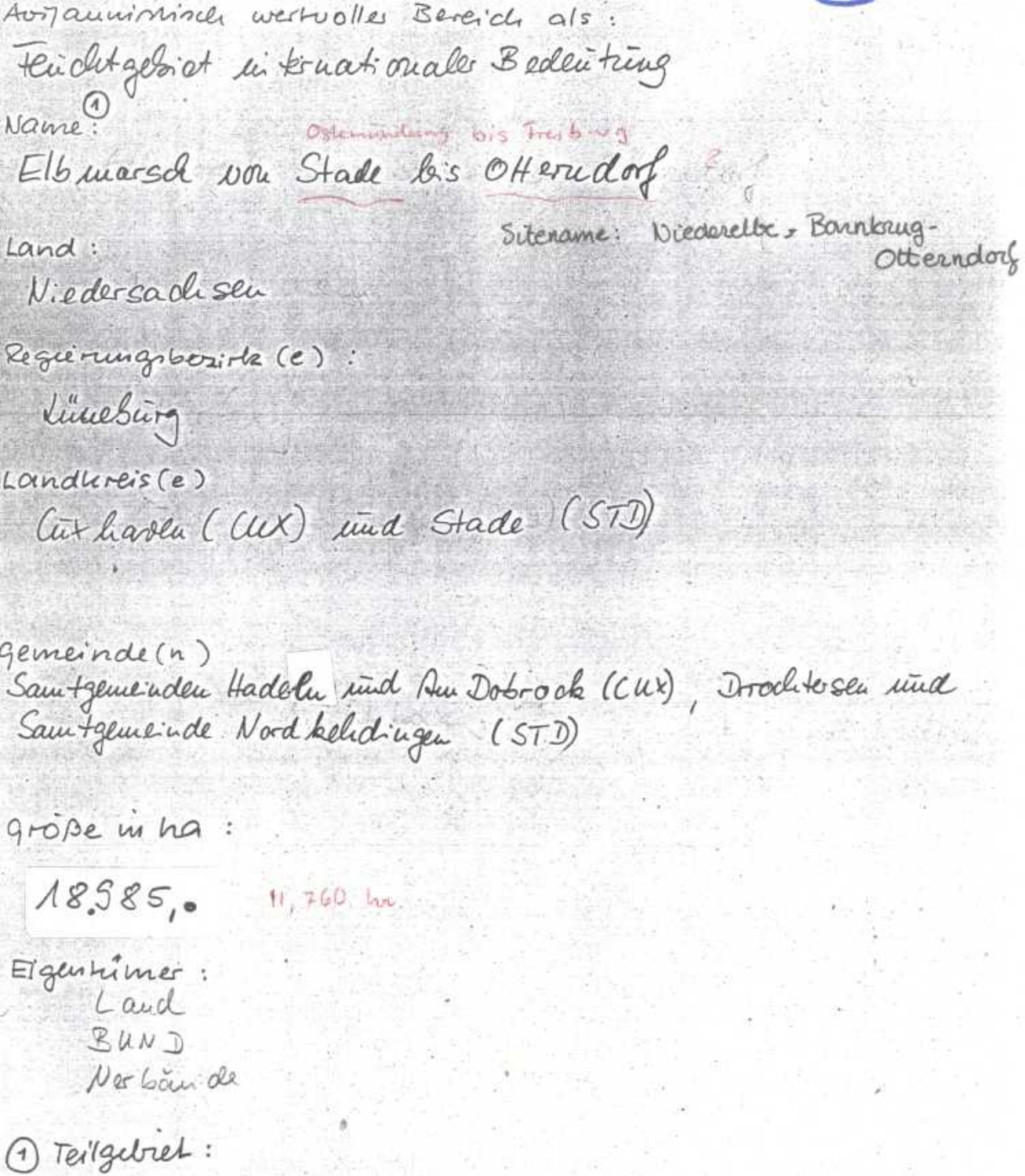Avifaunistisch wertvoller Bereich als:

Feuchtgebiet internationaler Bedeutung

Name[1]:

Elbmarsch von Stade bis Otterndorf

Ostemündung bis Freiburg

Land:

Niedersachsen

Sitename: Niederelbe, Barnkrug-Otterndorf

Regierungsbezirk(e):

Lüneburg

Landkreis(e)

Cuxhaven (CUX) und Stade (STD)

gemeinde(n)

Samtgemeinden Hadeln und Am Dobrock (CUX), Drochtersen und Samtgemeinde Nordkehdingen (STD)

größe in ha:

18.585,0 11,760 ha.

Eigentümer:

- Land
- BUND
- Verbände

(1) Teilgebiet: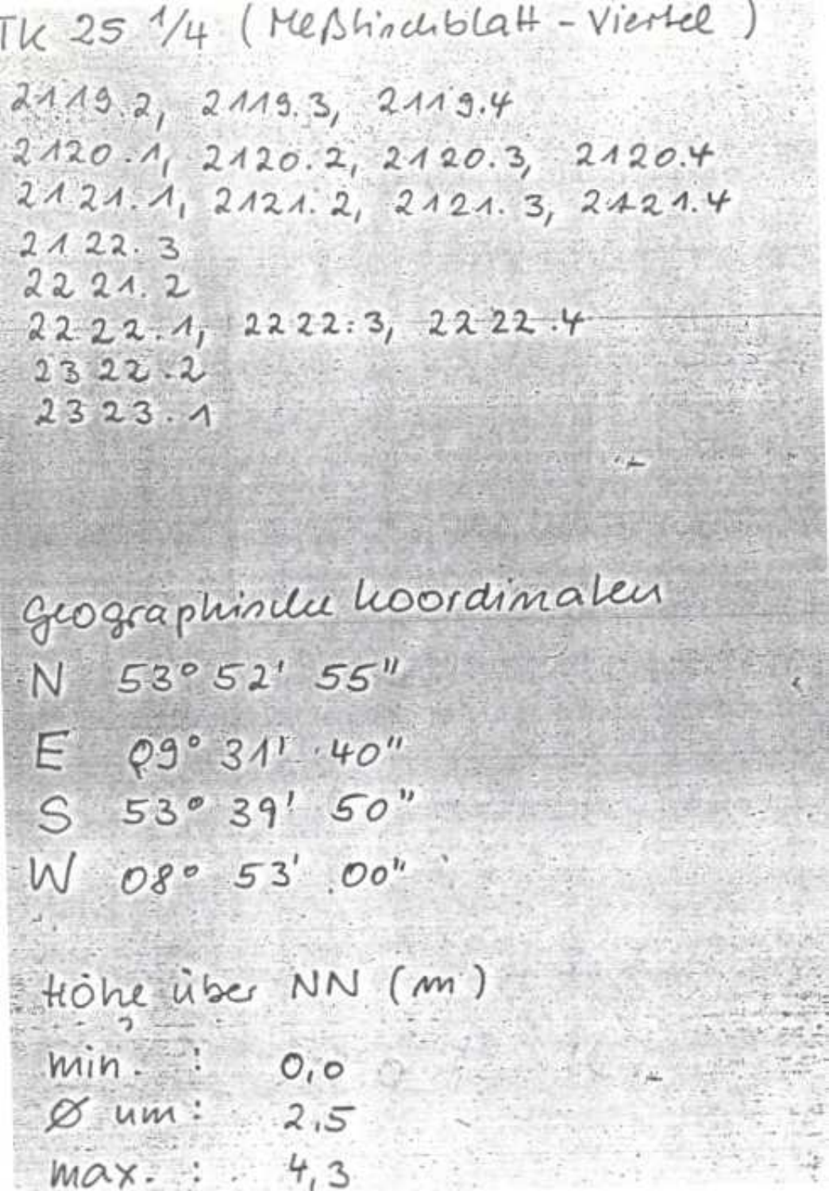TK 25 1/4 (Meßtischblatt - Viertel)

2119.2, 2119.3, 2119.4
2120.1, 2120.2, 2120.3, 2120.4
2121.1, 2121.2, 2121.3, 2121.4
2122.3
2221.2
2222.1, 2222.3, 2222.4
2322.2
2323.1

Geographische Koordinaten

N 53° 52' 55"
E 09° 31' 40"
S 53° 39' 50"
W 08° 53' 00"

Höhe über NN (m)

min. : 0,0
Ø um: 2,5
max. : 4,3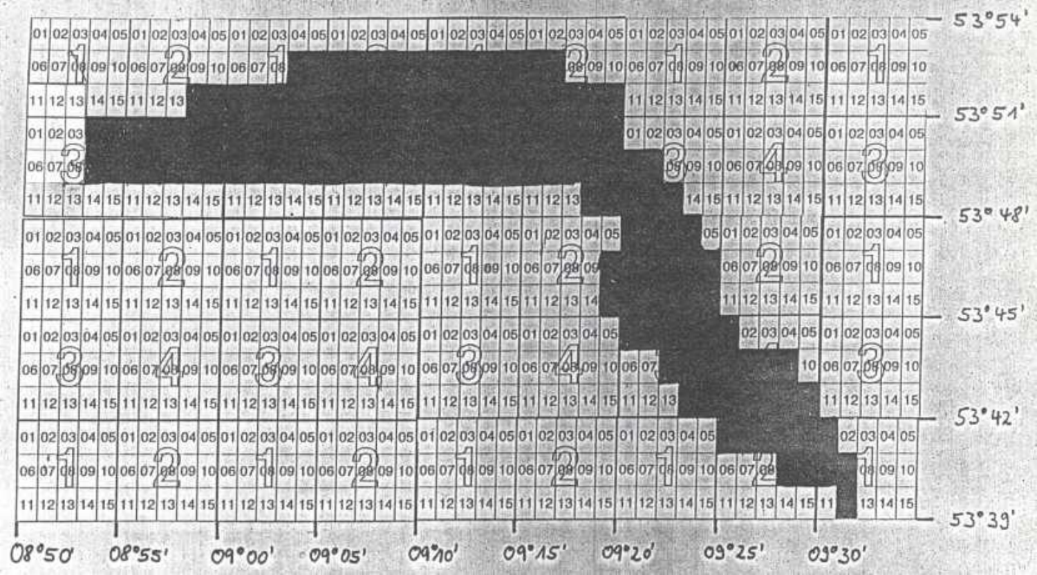53°54'

53°51'

53°48'

53°45'

53°42'

53°39'

08°50' 08°55' 09°00' 09°05' 09°10' 09°15' 09°20' 09°25' 09°30'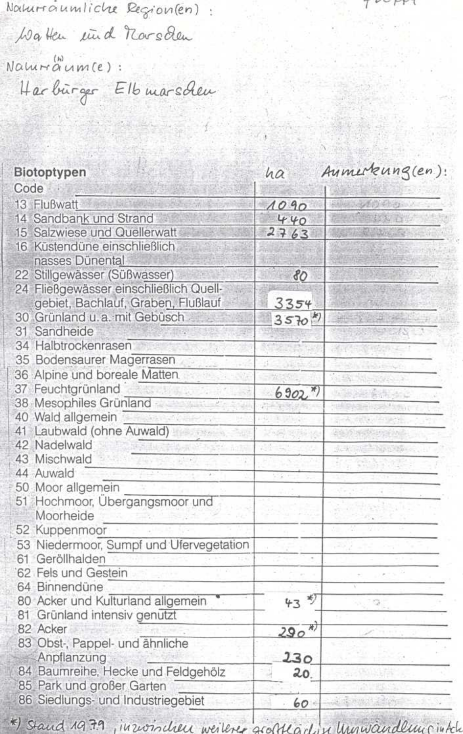Naturräumliche Region(en):

Watten und Marschen

Naturräum(e):

Harburger Elbmarschen

| Biotoptypen Code | ha | Anmerkung(en): |
|---|---|---|
| 13 Flußwatt | 1090 | |
| 14 Sandbank und Strand | 440 | |
| 15 Salzwiese und Quellerwatt | 2763 | |
| 16 Küstendüne einschließlich nasses Dünental | | |
| 22 Stillgewässer (Süßwasser) | 80 | |
| 24 Fließgewässer einschließlich Quellgebiet, Bachlauf, Graben, Flußlauf | 3354 | |
| 30 Grünland u. a. mit Gebüsch | 3570 *) | |
| 31 Sandheide | | |
| 34 Halbtrockenrasen | | |
| 35 Bodensaurer Magerrasen | | |
| 36 Alpine und boreale Matten | | |
| 37 Feuchtgrünland | 6902 *) | |
| 38 Mesophiles Grünland | | |
| 40 Wald allgemein | | |
| 41 Laubwald (ohne Auwald) | | |
| 42 Nadelwald | | |
| 43 Mischwald | | |
| 44 Auwald | | |
| 50 Moor allgemein | | |
| 51 Hochmoor, Übergangsmoor und Moorheide | | |
| 52 Kuppenmoor | | |
| 53 Niedermoor, Sumpf und Ufervegetation | | |
| 61 Geröllhalden | | |
| 62 Fels und Gestein | | |
| 64 Binnendüne | | |
| 80 Acker und Kulturland allgemein | 43 *) | |
| 81 Grünland intensiv genutzt | | |
| 82 Acker | 290 *) | |
| 83 Obst-, Pappel- und ähnliche Anpflanzung | 230 | |
| 84 Baumreihe, Hecke und Feldgehölz | 20 | |
| 85 Park und großer Garten | | |
| 86 Siedlungs- und Industriegebiet | 60 | |

*) Stand 1979, inzwischen weiterer großflächiger Umwandlung in Ack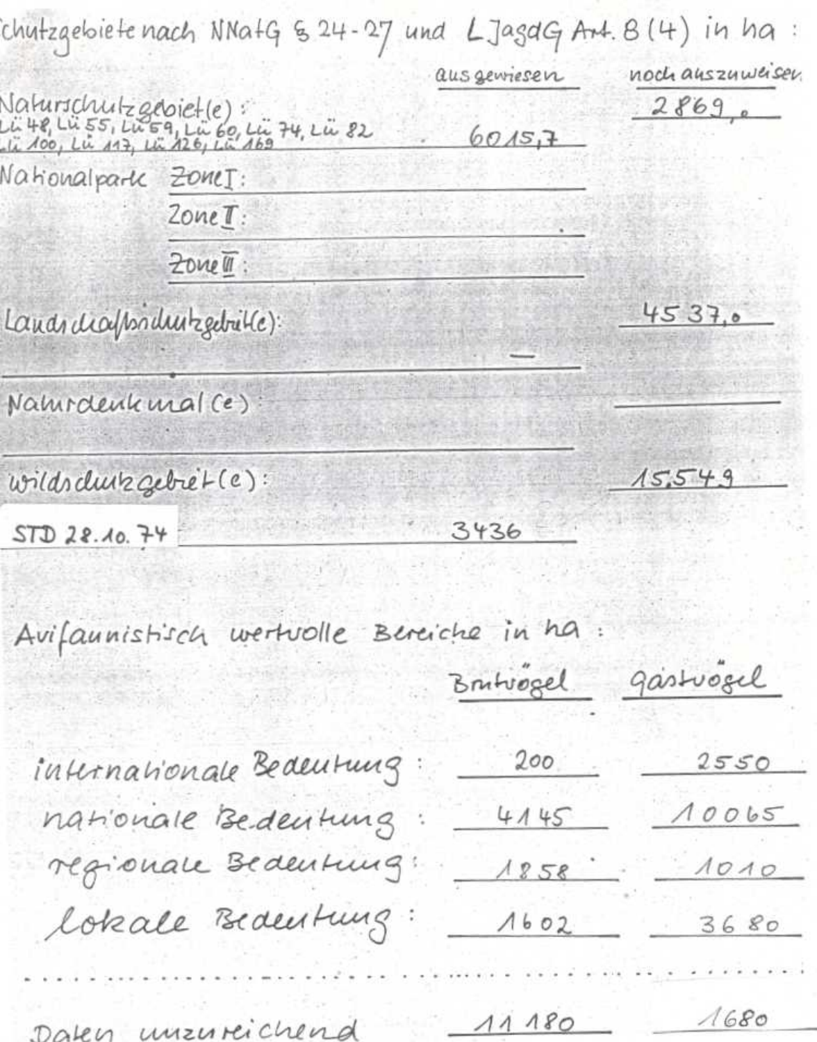Schutzgebiete nach NNatG § 24-27 und LJagdG Art. 8 (4) in ha:

| | ausgewiesen | noch auszuweisen |
|---|---|---|
| Naturschutzgebiet(e): Lü 48, Lü 55, Lü 59, Lü 60, Lü 74, Lü 82, Lü 100, Lü 117, Lü 126, Lü 169 | 6015,7 | 2869,0 |
| Nationalpark Zone I: | | |
| Zone II: | | |
| Zone III: | | |
| Landschaftsschutzgebiet(e): | — | 4537,0 |
| Naturdenkmal(e): | | |
| Wildschutzgebiet(e): | | 15.549 |
| STD 28.10.74 | 3436 | |

Avifaunistisch wertvolle Bereiche in ha:

| | Brutvögel | Gastvögel |
|---|---|---|
| internationale Bedeutung: | 200 | 2550 |
| nationale Bedeutung: | 4145 | 10065 |
| regionale Bedeutung: | 1858 | 1010 |
| lokale Bedeutung: | 1602 | 3680 |
| Daten unzureichend | 11180 | 1680 |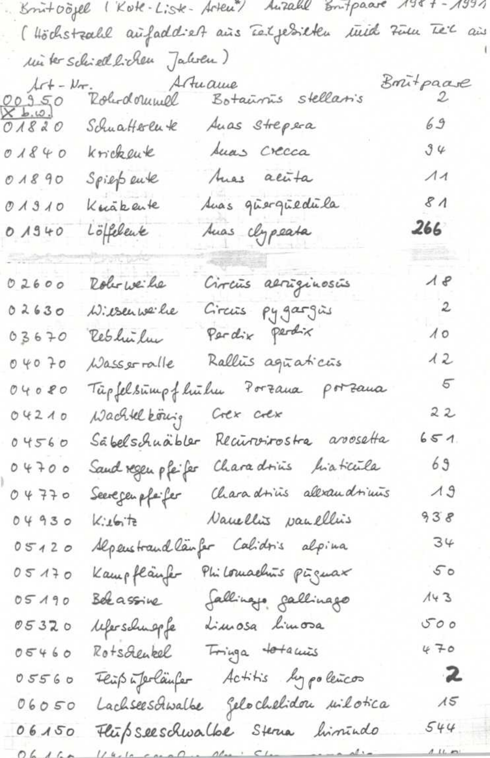Brutvögel (Rote-Liste-Arten*) Anzahl Brutpaare 1987 - 1991

(Höchstzahl aufaddiert aus Teilgebieten und zum Teil aus unterschiedlichen Jahren)

| Art-Nr. | Artname | | Brutpaare |
|---|---|---|---|
| 00950 ~~X b.w.~~ | Rohrdommel | Botaurus stellaris | 2 |
| 01820 | Schnatterente | Anas strepera | 69 |
| 01840 | Krickente | Anas crecca | 94 |
| 01890 | Spießente | Anas acuta | 11 |
| 01910 | Knäkente | Anas querquedula | 81 |
| 01940 | Löffelente | Anas clypeata | **266** |
| 02600 | Rohrweihe | Circus aeruginosus | 18 |
| 02630 | Wiesenweihe | Circus pygargus | 2 |
| 03670 | Rebhuhn | Perdix perdix | 10 |
| 04070 | Wasserralle | Rallus aquaticus | 12 |
| 04080 | Tüpfelsumpfhuhn | Porzana porzana | 5 |
| 04210 | Wachtelkönig | Crex crex | 22 |
| 04560 | Säbelschnäbler | Recurvirostra avosetta | 651 |
| 04700 | Sandregenpfeifer | Charadrius hiaticula | 69 |
| 04770 | Seeregenpfeifer | Charadrius alexandrinus | 19 |
| 04930 | Kiebitz | Vanellus vanellus | 938 |
| 05120 | Alpenstrandläufer | Calidris alpina | 34 |
| 05170 | Kampfläufer | Philomachus pugnax | 50 |
| 05190 | Bekassine | Gallinago gallinago | 143 |
| 05320 | Uferschnepfe | Limosa limosa | 500 |
| 05460 | Rotschenkel | Tringa totanus | 470 |
| 05560 | Flußuferläufer | Actitis hypoleucos | **2** |
| 06050 | Lachseeschwalbe | Gelochelidon nilotica | 15 |
| 06150 | Flußseeschwalbe | Sterna hirundo | 544 |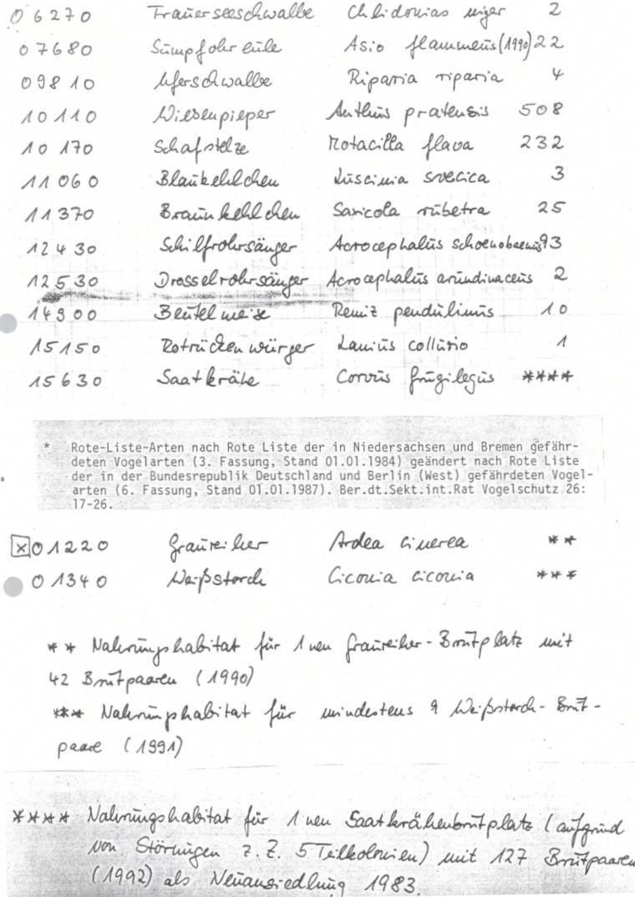| | | | |
|---|---|---|---|
| 06270 | Trauerseeschwalbe | Chlidonias niger | 2 |
| 07680 | Sumpfohreule | Asio flammeus (1990) | 22 |
| 09810 | Uferschwalbe | Riparia riparia | 4 |
| 10110 | Wiesenpieper | Anthus pratensis | 508 |
| 10170 | Schafstelze | Motacilla flava | 232 |
| 11060 | Blaukehlchen | Luscinia svecica | 3 |
| 11370 | Braunkehlchen | Saxicola rubetra | 25 |
| 12430 | Schilfrohrsänger | Acrocephalus schoenobaenus | 93 |
| 12530 | Drosselrohrsänger | Acrocephalus arundinaceus | 2 |
| 14900 | Beutelmeise | Remiz pendulinus | 10 |
| 15150 | Rotrückenwürger | Lanius collurio | 1 |
| 15630 | Saatkrähe | Corvus frugilegus | **** |

\* Rote-Liste-Arten nach Rote Liste der in Niedersachsen und Bremen gefährdeten Vogelarten (3. Fassung, Stand 01.01.1984) geändert nach Rote Liste der in der Bundesrepublik Deutschland und Berlin (West) gefährdeten Vogelarten (6. Fassung, Stand 01.01.1987). Ber.dt.Sekt.int.Rat Vogelschutz 26: 17-26.

| | | | |
|---|---|---|---|
| ☒ 01220 | Graureiher | Ardea cinerea | ** |
| 01340 | Weißstorch | Ciconia ciconia | *** |

** Nahrungshabitat für 1 neu Graureiher-Brutplatz mit 42 Brutpaaren (1990)

*** Nahrungshabitat für mindestens 9 Weißstorch-Brutpaare (1991)

**** Nahrungshabitat für 1 neu Saatkrähenbrutplatz (aufgrund von Störungen z. Z. 5 Teilkolonien) mit 127 Brutpaaren (1992) als Neuansiedlung 1983.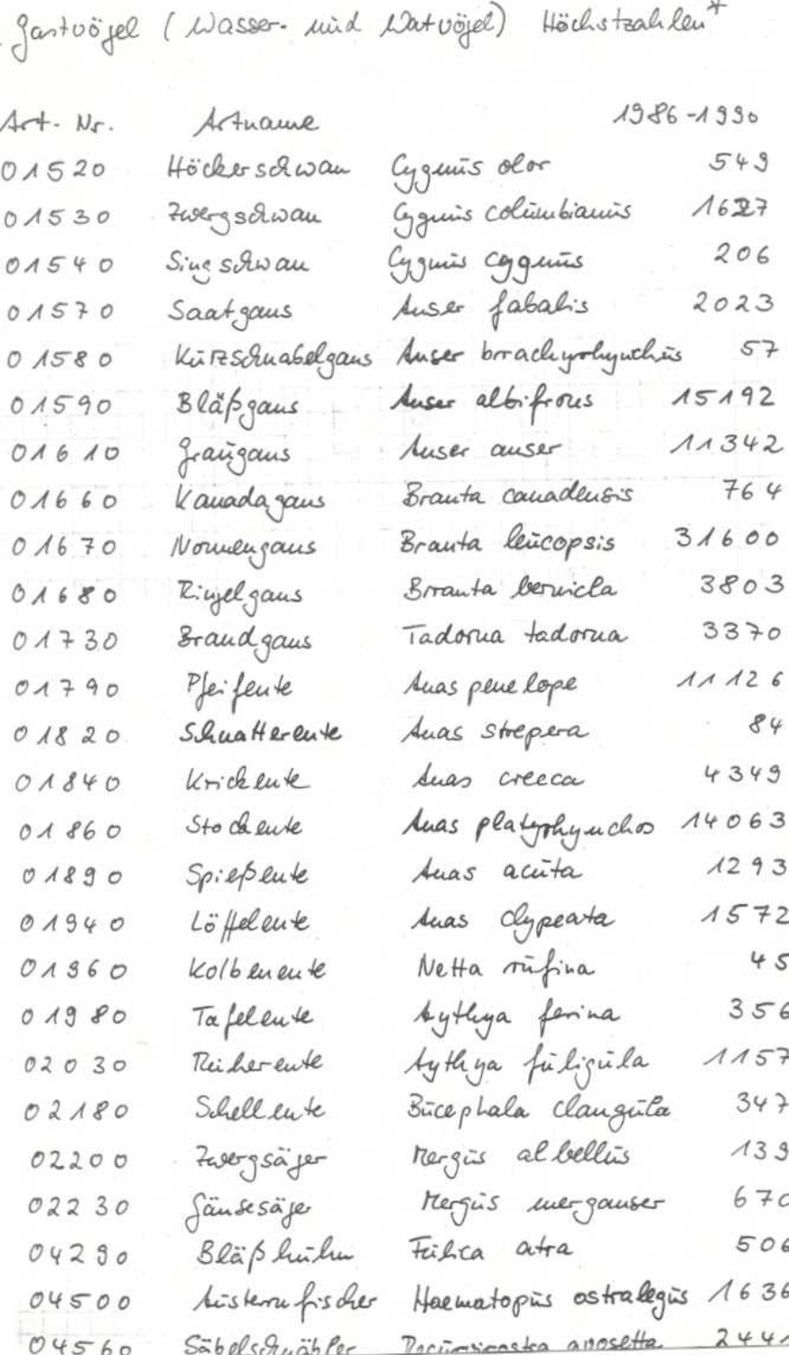Gastvögel (Wasser- und Watvögel) Höchstzahlen⁺

| Art-Nr. | Artname | | 1986-1990 |
|---|---|---|---|
| 01520 | Höckerschwan | Cygnus olor | 549 |
| 01530 | Zwergschwan | Cygnus columbianus | 1627 |
| 01540 | Singschwan | Cygnus cygnus | 206 |
| 01570 | Saatgans | Anser fabalis | 2023 |
| 01580 | Kurzschnabelgans | Anser brachyrhynchus | 57 |
| 01590 | Bläßgans | Anser albifrons | 15192 |
| 01610 | Graugans | Anser anser | 11342 |
| 01660 | Kanadagans | Branta canadensis | 764 |
| 01670 | Nonnengans | Branta leucopsis | 31600 |
| 01680 | Ringelgans | Branta bernicla | 3803 |
| 01730 | Brandgans | Tadorna tadorna | 3370 |
| 01790 | Pfeifente | Anas penelope | 11126 |
| 01820 | Schnatterente | Anas strepera | 84 |
| 01840 | Krickente | Anas crecca | 4349 |
| 01860 | Stockente | Anas platyrhynchos | 14063 |
| 01890 | Spießente | Anas acuta | 1293 |
| 01940 | Löffelente | Anas clypeata | 1572 |
| 01960 | Kolbenente | Netta rufina | 45 |
| 01980 | Tafelente | Aythya ferina | 356 |
| 02030 | Reiherente | Aythya fuligula | 1157 |
| 02180 | Schellente | Bucephala clangula | 347 |
| 02200 | Zwergsäger | Mergus albellus | 139 |
| 02230 | Gänsesäger | Mergus merganser | 670 |
| 04290 | Bläßhuhn | Fulica atra | 506 |
| 04500 | Austernfischer | Haematopus ostralegus | 1636 |
| 04560 | Säbelschnäbler | Recurvirostra avosetta | 2441 |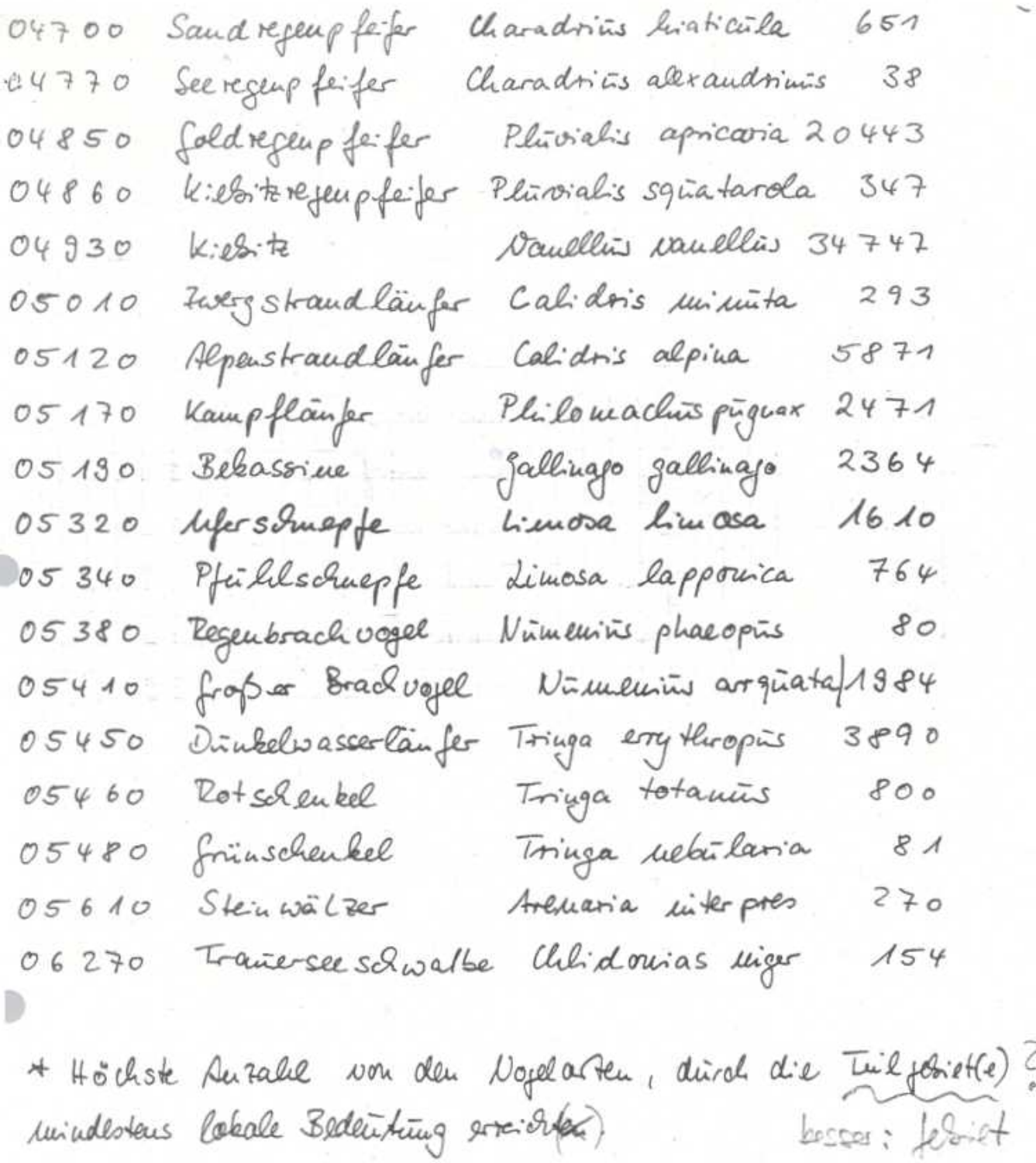| | | | |
|---|---|---|---|
| 04700 | Sandregenpfeifer | Charadrius hiaticula | 651 |
| 04770 | Seeregenpfeifer | Charadrius alexandrinus | 38 |
| 04850 | Goldregenpfeifer | Pluvialis apricaria | 20443 |
| 04860 | Kiebitzregenpfeifer | Pluvialis squatarola | 347 |
| 04930 | Kiebitz | Vanellus vanellus | 34747 |
| 05010 | Zwergstrandläufer | Calidris minuta | 293 |
| 05120 | Alpenstrandläufer | Calidris alpina | 5871 |
| 05170 | Kampfläufer | Philomachus pugnax | 2471 |
| 05190 | Bekassine | Gallinago gallinago | 2364 |
| 05320 | Uferschnepfe | Limosa limosa | 1610 |
| 05340 | Pfuhlschnepfe | Limosa lapponica | 764 |
| 05380 | Regenbrachvogel | Numenius phaeopus | 80 |
| 05410 | Großer Brachvogel | Numenius arquata | 1984 |
| 05450 | Dunkelwasserläufer | Tringa erythropus | 3890 |
| 05460 | Rotschenkel | Tringa totanus | 800 |
| 05480 | Grünschenkel | Tringa nebularia | 81 |
| 05610 | Steinwälzer | Arenaria interpres | 270 |
| 06270 | Trauerseeschwalbe | Chlidonias niger | 154 |

* Höchste Anzahl von den Vogelarten, durch die Teilgebiet(e) ? mindestens lokale Bedeutung erreichte(n)

besser: Gebiet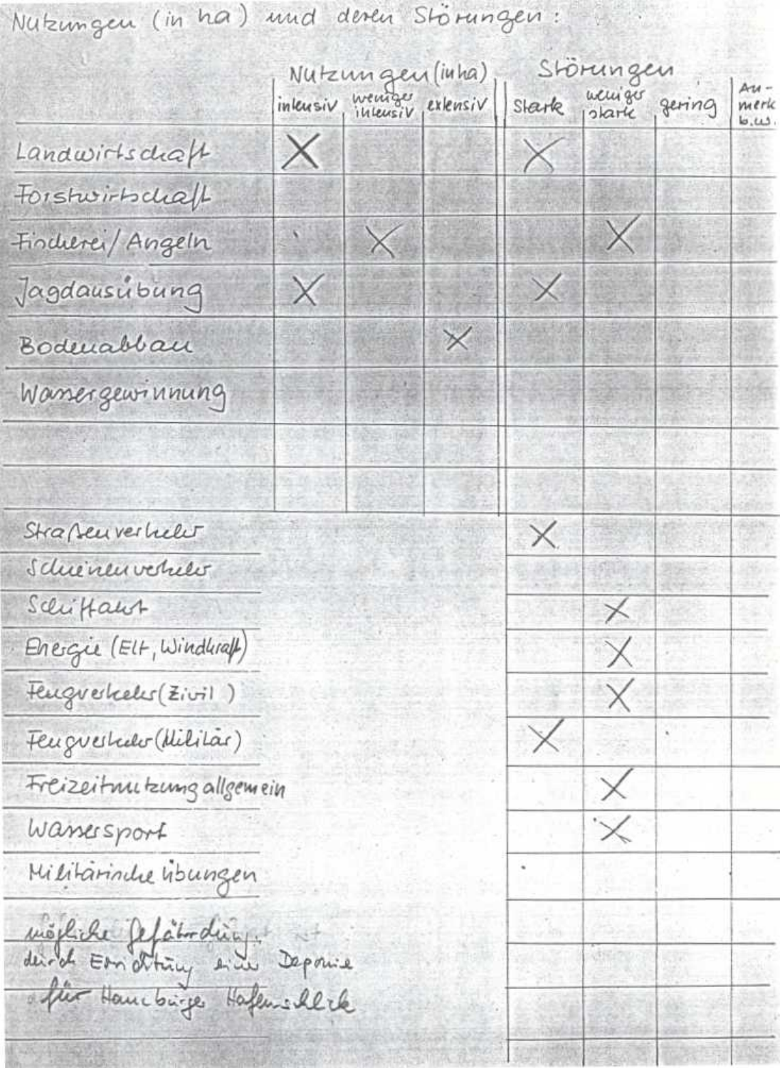Nutzungen (in ha) und deren Störungen:

| | Nutzungen (in ha) | | | Störungen | | | |
|---|---|---|---|---|---|---|---|
| | intensiv | weniger intensiv | extensiv | Stark | weniger stark | gering | Anmerk. b.w. |
| Landwirtschaft | X | | | X | | | |
| Forstwirtschaft | | | | | | | |
| Fischerei/Angeln | | X | | | X | | |
| Jagdausübung | X | | | X | | | |
| Bodenabbau | | | X | | | | |
| Wassergewinnung | | | | | | | |
| | | | | | | | |
| | | | | | | | |
| Straßenverkehr | | | | X | | | |
| Schienenverkehr | | | | | | | |
| Schiffahrt | | | | | X | | |
| Energie (Elt, Windkraft) | | | | | X | | |
| Flugverkehr (Zivil) | | | | | X | | |
| Flugverkehr (Militär) | | | | X | | | |
| Freizeitnutzung allgemein | | | | | X | | |
| Wassersport | | | | | X | | |
| Militärische Übungen | | | | | | | |
| mögliche Gefährdung durch Errichtung einer Deponie für Hamburger Hafenschlick | | | | | | | |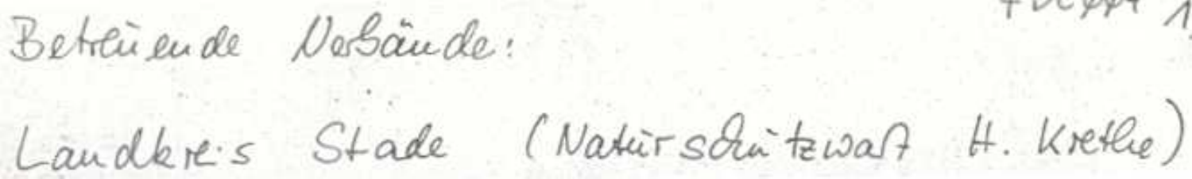Betreuende Verbände:

Landkreis Stade (Naturschutzwart H. Krethe)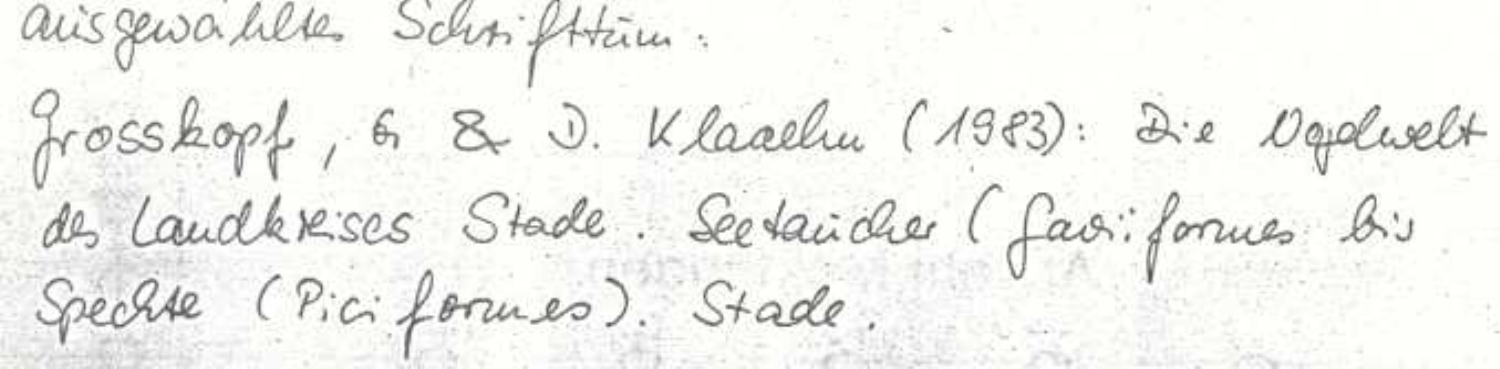ausgewählte Schrifttum:

Grosskopf, G. & D. Klaelhn (1983): Die Vogelwelt des Landkreises Stade. Seetaucher (Gaviiformes bis Spechte (Piciformes). Stade.